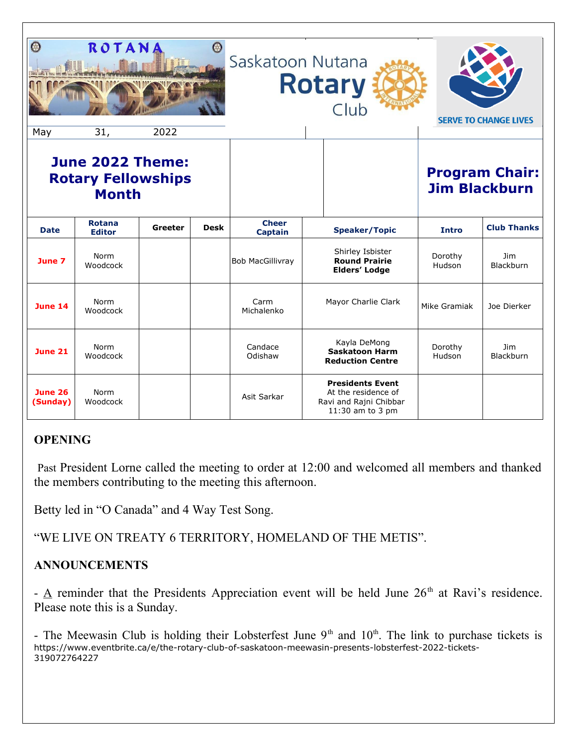ROTANA

Saskatoon Nutana **Rotary** Club

SERVE TO CHANGE LIVES

May 31, 2022

## June 2022 Theme: Rotary Fellowships Month

## Program Chair: Jim Blackburn

| Date | Rotana Editor | Greeter | Desk | Cheer Captain | Speaker/Topic | Intro | Club Thanks |
|---|---|---|---|---|---|---|---|
| **June 7** | Norm Woodcock | | | Bob MacGillivray | Shirley Isbister **Round Prairie Elders' Lodge** | Dorothy Hudson | Jim Blackburn |
| **June 14** | Norm Woodcock | | | Carm Michalenko | Mayor Charlie Clark | Mike Gramiak | Joe Dierker |
| **June 21** | Norm Woodcock | | | Candace Odishaw | Kayla DeMong **Saskatoon Harm Reduction Centre** | Dorothy Hudson | Jim Blackburn |
| **June 26 (Sunday)** | Norm Woodcock | | | Asit Sarkar | **Presidents Event** At the residence of Ravi and Rajni Chibbar 11:30 am to 3 pm | | |

### OPENING

Past President Lorne called the meeting to order at 12:00 and welcomed all members and thanked the members contributing to the meeting this afternoon.

Betty led in "O Canada" and 4 Way Test Song.

"WE LIVE ON TREATY 6 TERRITORY, HOMELAND OF THE METIS".

### ANNOUNCEMENTS

- A reminder that the Presidents Appreciation event will be held June 26th at Ravi's residence. Please note this is a Sunday.

- The Meewasin Club is holding their Lobsterfest June 9th and 10th. The link to purchase tickets is https://www.eventbrite.ca/e/the-rotary-club-of-saskatoon-meewasin-presents-lobsterfest-2022-tickets-319072764227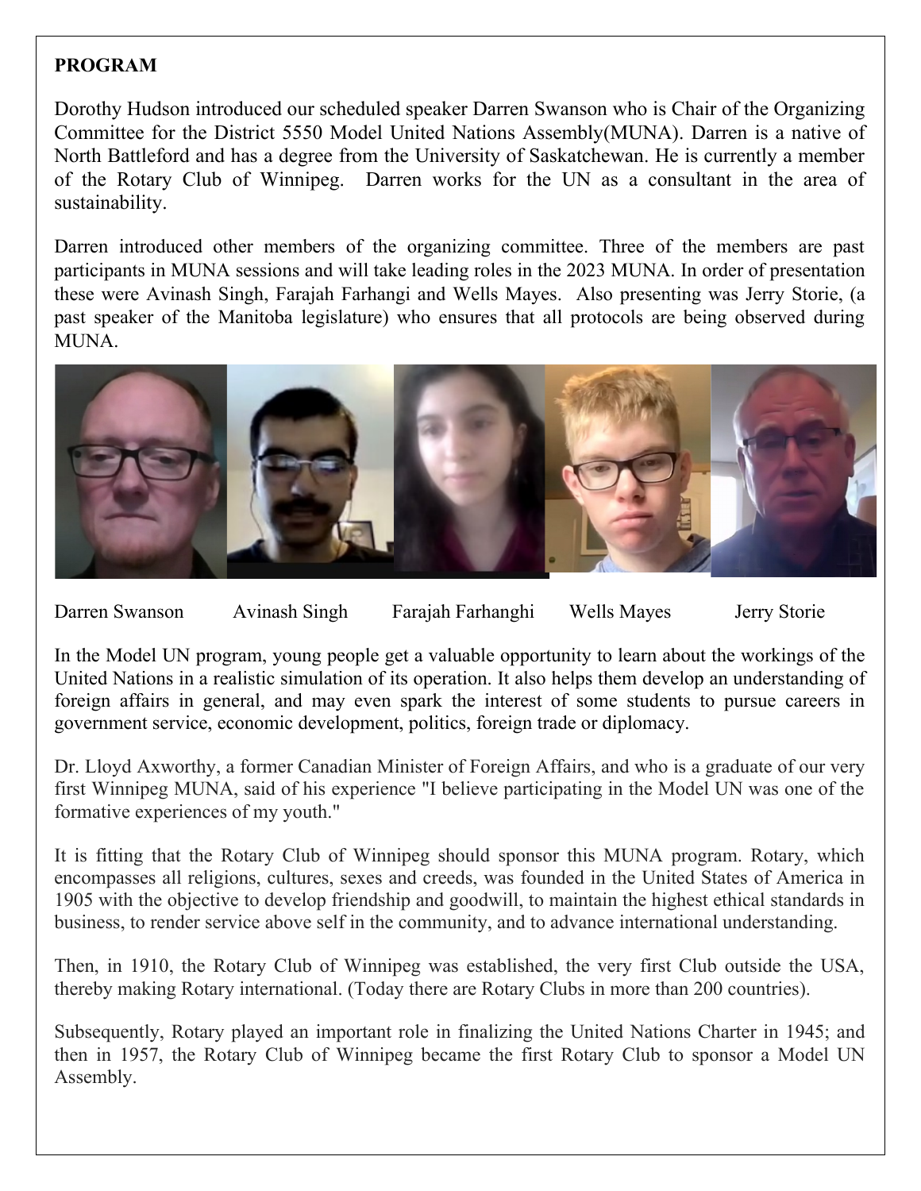**PROGRAM**

Dorothy Hudson introduced our scheduled speaker Darren Swanson who is Chair of the Organizing Committee for the District 5550 Model United Nations Assembly(MUNA). Darren is a native of North Battleford and has a degree from the University of Saskatchewan. He is currently a member of the Rotary Club of Winnipeg. Darren works for the UN as a consultant in the area of sustainability.

Darren introduced other members of the organizing committee. Three of the members are past participants in MUNA sessions and will take leading roles in the 2023 MUNA. In order of presentation these were Avinash Singh, Farajah Farhangi and Wells Mayes. Also presenting was Jerry Storie, (a past speaker of the Manitoba legislature) who ensures that all protocols are being observed during MUNA.

Darren Swanson Avinash Singh Farajah Farhanghi Wells Mayes Jerry Storie

In the Model UN program, young people get a valuable opportunity to learn about the workings of the United Nations in a realistic simulation of its operation. It also helps them develop an understanding of foreign affairs in general, and may even spark the interest of some students to pursue careers in government service, economic development, politics, foreign trade or diplomacy.

Dr. Lloyd Axworthy, a former Canadian Minister of Foreign Affairs, and who is a graduate of our very first Winnipeg MUNA, said of his experience "I believe participating in the Model UN was one of the formative experiences of my youth."

It is fitting that the Rotary Club of Winnipeg should sponsor this MUNA program. Rotary, which encompasses all religions, cultures, sexes and creeds, was founded in the United States of America in 1905 with the objective to develop friendship and goodwill, to maintain the highest ethical standards in business, to render service above self in the community, and to advance international understanding.

Then, in 1910, the Rotary Club of Winnipeg was established, the very first Club outside the USA, thereby making Rotary international. (Today there are Rotary Clubs in more than 200 countries).

Subsequently, Rotary played an important role in finalizing the United Nations Charter in 1945; and then in 1957, the Rotary Club of Winnipeg became the first Rotary Club to sponsor a Model UN Assembly.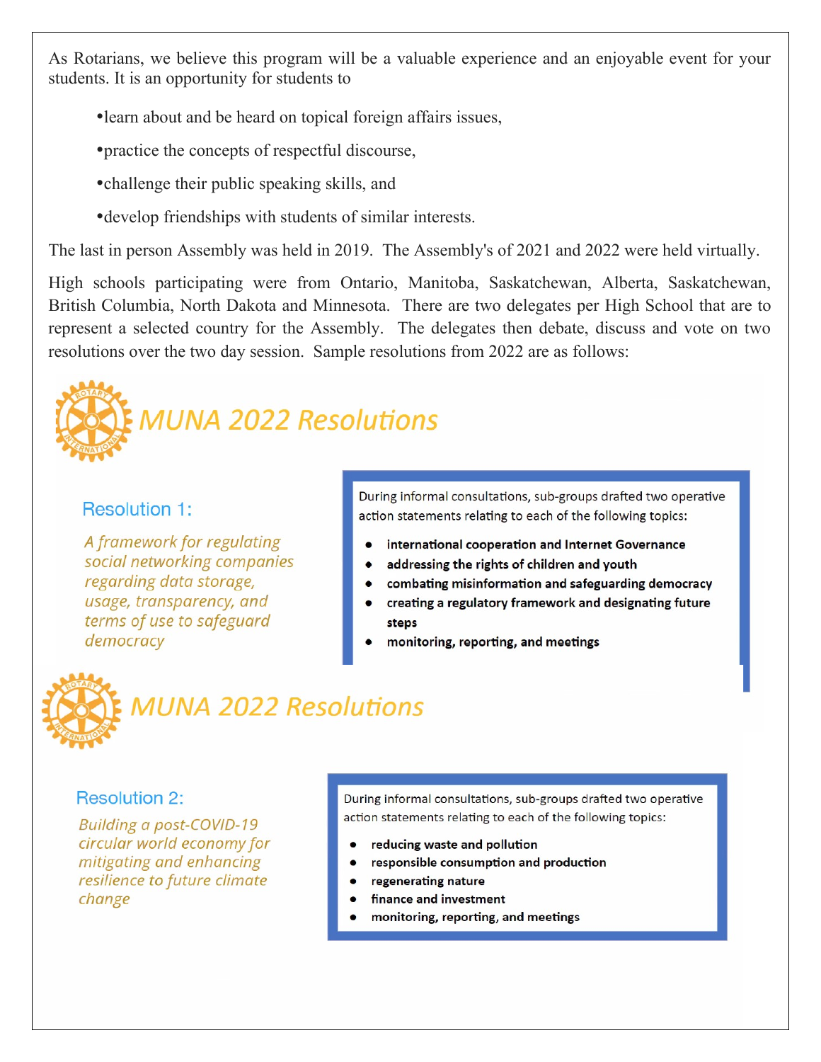As Rotarians, we believe this program will be a valuable experience and an enjoyable event for your students. It is an opportunity for students to

- learn about and be heard on topical foreign affairs issues,
- practice the concepts of respectful discourse,
- challenge their public speaking skills, and
- develop friendships with students of similar interests.

The last in person Assembly was held in 2019. The Assembly's of 2021 and 2022 were held virtually.

High schools participating were from Ontario, Manitoba, Saskatchewan, Alberta, Saskatchewan, British Columbia, North Dakota and Minnesota. There are two delegates per High School that are to represent a selected country for the Assembly. The delegates then debate, discuss and vote on two resolutions over the two day session. Sample resolutions from 2022 are as follows:

## MUNA 2022 Resolutions

### Resolution 1:

*A framework for regulating social networking companies regarding data storage, usage, transparency, and terms of use to safeguard democracy*

During informal consultations, sub-groups drafted two operative action statements relating to each of the following topics:

- **international cooperation and Internet Governance**
- **addressing the rights of children and youth**
- **combating misinformation and safeguarding democracy**
- **creating a regulatory framework and designating future steps**
- **monitoring, reporting, and meetings**

## MUNA 2022 Resolutions

### Resolution 2:

*Building a post-COVID-19 circular world economy for mitigating and enhancing resilience to future climate change*

During informal consultations, sub-groups drafted two operative action statements relating to each of the following topics:

- **reducing waste and pollution**
- **responsible consumption and production**
- **regenerating nature**
- **finance and investment**
- **monitoring, reporting, and meetings**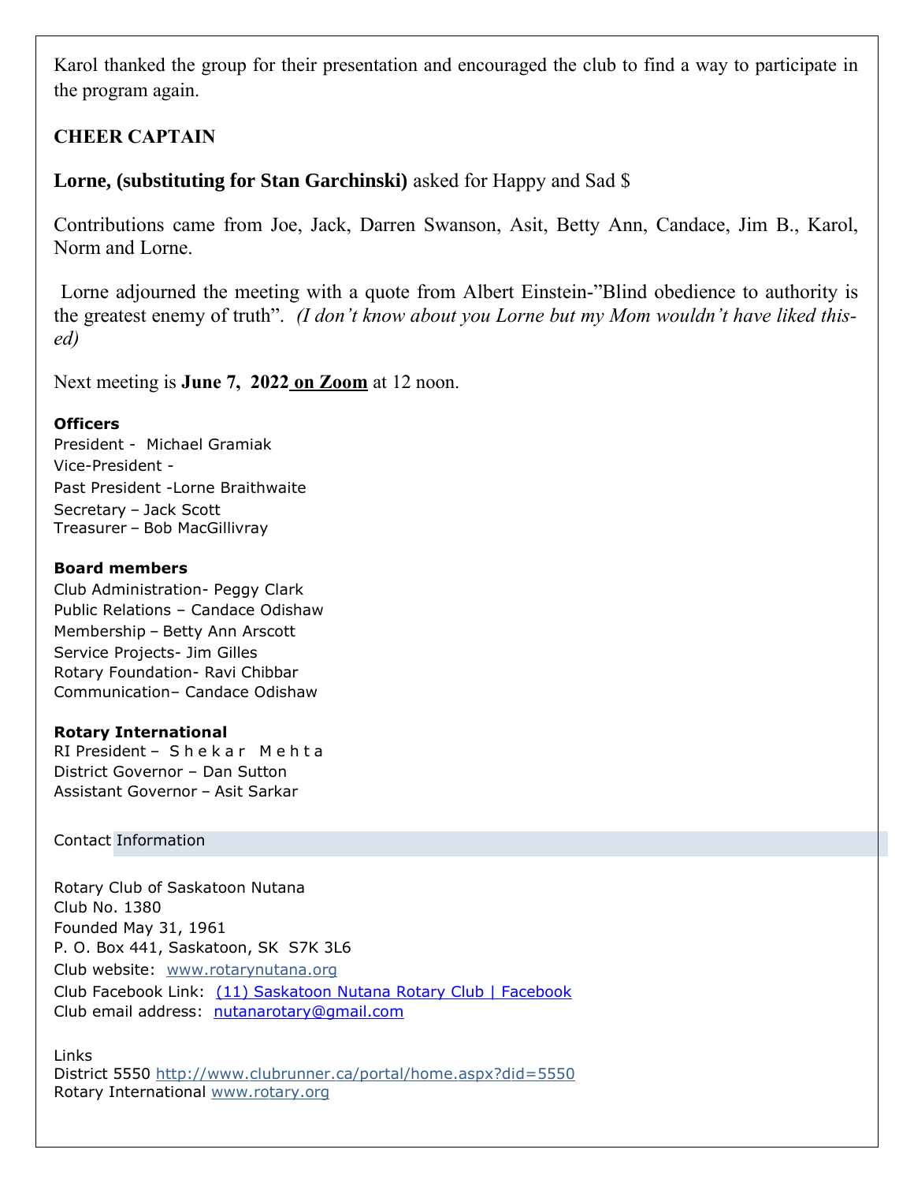Karol thanked the group for their presentation and encouraged the club to find a way to participate in the program again.

## CHEER CAPTAIN

**Lorne, (substituting for Stan Garchinski)** asked for Happy and Sad $

Contributions came from Joe, Jack, Darren Swanson, Asit, Betty Ann, Candace, Jim B., Karol, Norm and Lorne.

Lorne adjourned the meeting with a quote from Albert Einstein-"Blind obedience to authority is the greatest enemy of truth". *(I don't know about you Lorne but my Mom wouldn't have liked this-ed)*

Next meeting is **June 7, 2022 <u>on Zoom</u>** at 12 noon.

**Officers**
President - Michael Gramiak
Vice-President -
Past President -Lorne Braithwaite
Secretary – Jack Scott
Treasurer – Bob MacGillivray

**Board members**
Club Administration- Peggy Clark
Public Relations – Candace Odishaw
Membership – Betty Ann Arscott
Service Projects- Jim Gilles
Rotary Foundation- Ravi Chibbar
Communication– Candace Odishaw

**Rotary International**
RI President – Shekar Mehta
District Governor – Dan Sutton
Assistant Governor – Asit Sarkar

Contact Information

Rotary Club of Saskatoon Nutana
Club No. 1380
Founded May 31, 1961
P. O. Box 441, Saskatoon, SK S7K 3L6
Club website: www.rotarynutana.org
Club Facebook Link: (11) Saskatoon Nutana Rotary Club | Facebook
Club email address: nutanarotary@gmail.com

Links
District 5550 http://www.clubrunner.ca/portal/home.aspx?did=5550
Rotary International www.rotary.org